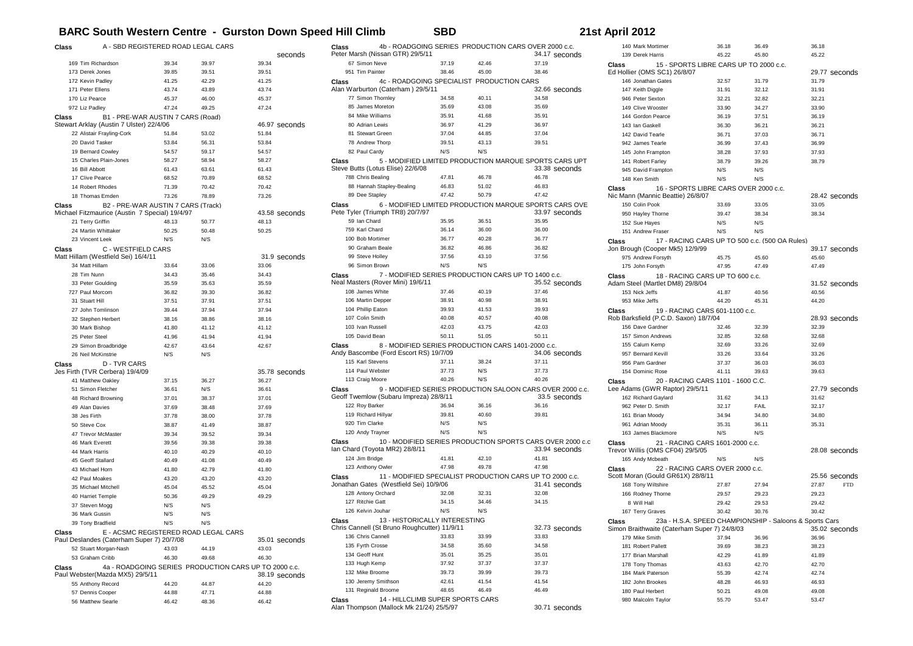# BARC South Western Centre - Gurston Down Speed Hill Climb SBD 21st April 2012

**Class A - SBD REGISTERED ROAD LEGAL CARS** — seconds

| | | | |
|---|---|---|---|
| 169 Tim Richardson | 39.34 | 39.97 | 39.34 |
| 173 Derek Jones | 39.85 | 39.51 | 39.51 |
| 172 Kevin Padley | 41.25 | 42.29 | 41.25 |
| 171 Peter Ellens | 43.74 | 43.89 | 43.74 |
| 170 Liz Pearce | 45.37 | 46.00 | 45.37 |
| 972 Liz Padley | 47.24 | 49.25 | 47.24 |

**Class B1 - PRE-WAR AUSTIN 7 CARS (Road)**
Stewart Arklay (Austin 7 Ulster) 22/4/06 — 46.97 seconds

| | | | |
|---|---|---|---|
| 22 Alistair Frayling-Cork | 51.84 | 53.02 | 51.84 |
| 20 David Tasker | 53.84 | 56.31 | 53.84 |
| 19 Bernard Cowley | 54.57 | 59.17 | 54.57 |
| 15 Charles Plain-Jones | 58.27 | 58.94 | 58.27 |
| 16 Bill Abbott | 61.43 | 63.61 | 61.43 |
| 17 Clive Pearce | 68.52 | 70.89 | 68.52 |
| 14 Robert Rhodes | 71.39 | 70.42 | 70.42 |
| 18 Thomas Emden | 73.26 | 78.89 | 73.26 |

**Class B2 - PRE-WAR AUSTIN 7 CARS (Track)**
Michael Fitzmaurice (Austin 7 Special) 19/4/97 — 43.58 seconds

| | | | |
|---|---|---|---|
| 21 Terry Griffin | 48.13 | 50.77 | 48.13 |
| 24 Martin Whittaker | 50.25 | 50.48 | 50.25 |
| 23 Vincent Leek | N/S | N/S | |

**Class C - WESTFIELD CARS**
Matt Hillam (Westfield Sei) 16/4/11 — 31.9 seconds

| | | | |
|---|---|---|---|
| 34 Matt Hillam | 33.64 | 33.06 | 33.06 |
| 28 Tim Nunn | 34.43 | 35.46 | 34.43 |
| 33 Peter Goulding | 35.59 | 35.63 | 35.59 |
| 727 Paul Morcom | 36.82 | 39.30 | 36.82 |
| 31 Stuart Hill | 37.51 | 37.91 | 37.51 |
| 27 John Tomlinson | 39.44 | 37.94 | 37.94 |
| 32 Stephen Herbert | 38.16 | 38.86 | 38.16 |
| 30 Mark Bishop | 41.80 | 41.12 | 41.12 |
| 25 Peter Steel | 41.96 | 41.94 | 41.94 |
| 29 Simon Broadbridge | 42.67 | 43.64 | 42.67 |
| 26 Neil McKinstrie | N/S | N/S | |

**Class D - TVR CARS**
Jes Firth (TVR Cerbera) 19/4/09 — 35.78 seconds

| | | | |
|---|---|---|---|
| 41 Matthew Oakley | 37.15 | 36.27 | 36.27 |
| 51 Simon Fletcher | 36.61 | N/S | 36.61 |
| 48 Richard Browning | 37.01 | 38.37 | 37.01 |
| 49 Alan Davies | 37.69 | 38.48 | 37.69 |
| 38 Jes Firth | 37.78 | 38.00 | 37.78 |
| 50 Steve Cox | 38.87 | 41.49 | 38.87 |
| 47 Trevor McMaster | 39.34 | 39.52 | 39.34 |
| 46 Mark Everett | 39.56 | 39.38 | 39.38 |
| 44 Mark Harris | 40.10 | 40.29 | 40.10 |
| 45 Geoff Stallard | 40.49 | 41.08 | 40.49 |
| 43 Michael Horn | 41.80 | 42.79 | 41.80 |
| 42 Paul Moakes | 43.20 | 43.20 | 43.20 |
| 35 Michael Mitchell | 45.04 | 45.52 | 45.04 |
| 40 Harriet Temple | 50.36 | 49.29 | 49.29 |
| 37 Steven Mogg | N/S | N/S | |
| 36 Mark Gussin | N/S | N/S | |
| 39 Tony Bradfield | N/S | N/S | |

**Class E - ACSMC REGISTERED ROAD LEGAL CARS**
Paul Deslandes (Caterham Super 7) 20/7/08 — 35.01 seconds

| | | | |
|---|---|---|---|
| 52 Stuart Morgan-Nash | 43.03 | 44.19 | 43.03 |
| 53 Graham Cribb | 46.30 | 49.68 | 46.30 |

**Class 4a - ROADGOING SERIES PRODUCTION CARS UP TO 2000 c.c.**
Paul Webster(Mazda MX5) 29/5/11 — 38.19 seconds

| | | | |
|---|---|---|---|
| 55 Anthony Record | 44.20 | 44.87 | 44.20 |
| 57 Dennis Cooper | 44.88 | 47.71 | 44.88 |
| 56 Matthew Searle | 46.42 | 48.36 | 46.42 |

**Class 4b - ROADGOING SERIES PRODUCTION CARS OVER 2000 c.c.**
Peter Marsh (Nissan GTR) 29/5/11 — 34.17 seconds

| | | | |
|---|---|---|---|
| 67 Simon Neve | 37.19 | 42.46 | 37.19 |
| 951 Tim Painter | 38.46 | 45.00 | 38.46 |

**Class 4c - ROADGOING SPECIALIST PRODUCTION CARS**
Alan Warburton (Caterham ) 29/5/11 — 32.66 seconds

| | | | |
|---|---|---|---|
| 77 Simon Thornley | 34.58 | 40.11 | 34.58 |
| 85 James Moreton | 35.69 | 43.08 | 35.69 |
| 84 Mike Williams | 35.91 | 41.68 | 35.91 |
| 80 Adrian Lewis | 36.97 | 41.29 | 36.97 |
| 81 Stewart Green | 37.04 | 44.85 | 37.04 |
| 78 Andrew Thorp | 39.51 | 43.13 | 39.51 |
| 82 Paul Cardy | N/S | N/S | |

**Class 5 - MODIFIED LIMITED PRODUCTION MARQUE SPORTS CARS UPT**
Steve Butts (Lotus Elise) 22/6/08 — 33.38 seconds

| | | | |
|---|---|---|---|
| 788 Chris Bealing | 47.81 | 46.78 | 46.78 |
| 88 Hannah Stapley-Bealing | 46.83 | 51.02 | 46.83 |
| 89 Dee Stapley | 47.42 | 50.79 | 47.42 |

**Class 6 - MODIFIED LIMITED PRODUCTION MARQUE SPORTS CARS OVE**
Pete Tyler (Triumph TR8) 20/7/97 — 33.97 seconds

| | | | |
|---|---|---|---|
| 59 Ian Chard | 35.95 | 36.51 | 35.95 |
| 759 Karl Chard | 36.14 | 36.00 | 36.00 |
| 100 Bob Mortimer | 36.77 | 40.28 | 36.77 |
| 90 Graham Beale | 36.82 | 46.86 | 36.82 |
| 99 Steve Holley | 37.56 | 43.10 | 37.56 |
| 96 Simon Brown | N/S | N/S | |

**Class 7 - MODIFIED SERIES PRODUCTION CARS UP TO 1400 c.c.**
Neal Masters (Rover Mini) 19/6/11 — 35.52 seconds

| | | | |
|---|---|---|---|
| 108 James White | 37.46 | 40.19 | 37.46 |
| 106 Martin Depper | 38.91 | 40.98 | 38.91 |
| 104 Phillip Eaton | 39.93 | 41.53 | 39.93 |
| 107 Colin Smith | 40.08 | 40.57 | 40.08 |
| 103 Ivan Russell | 42.03 | 43.75 | 42.03 |
| 105 David Bean | 50.11 | 51.05 | 50.11 |

**Class 8 - MODIFIED SERIES PRODUCTION CARS 1401-2000 c.c.**
Andy Bascombe (Ford Escort RS) 19/7/09 — 34.06 seconds

| | | | |
|---|---|---|---|
| 115 Karl Stevens | 37.11 | 38.24 | 37.11 |
| 114 Paul Webster | 37.73 | N/S | 37.73 |
| 113 Craig Moore | 40.26 | N/S | 40.26 |

**Class 9 - MODIFIED SERIES PRODUCTION SALOON CARS OVER 2000 c.c.**
Geoff Twemlow (Subaru Impreza) 28/8/11 — 33.5 seconds

| | | | |
|---|---|---|---|
| 122 Roy Barker | 36.94 | 36.16 | 36.16 |
| 119 Richard Hillyar | 39.81 | 40.60 | 39.81 |
| 920 Tim Clarke | N/S | N/S | |
| 120 Andy Trayner | N/S | N/S | |

**Class 10 - MODIFIED SERIES PRODUCTION SPORTS CARS OVER 2000 c.c**
Ian Chard (Toyota MR2) 28/8/11 — 33.94 seconds

| | | | |
|---|---|---|---|
| 124 Jim Bridge | 41.81 | 42.10 | 41.81 |
| 123 Anthony Owler | 47.98 | 49.78 | 47.98 |

**Class 11 - MODIFIED SPECIALIST PRODUCTION CARS UP TO 2000 c.c.**
Jonathan Gates (Westfield Sei) 10/9/06 — 31.41 seconds

| | | | |
|---|---|---|---|
| 128 Antony Orchard | 32.08 | 32.31 | 32.08 |
| 127 Ritchie Gatt | 34.15 | 34.46 | 34.15 |
| 126 Kelvin Jouhar | N/S | N/S | |

**Class 13 - HISTORICALLY INTERESTING**
Chris Cannell (St Bruno Roughcutter) 11/9/11 — 32.73 seconds

| | | | |
|---|---|---|---|
| 136 Chris Cannell | 33.83 | 33.99 | 33.83 |
| 135 Fyrth Crosse | 34.58 | 35.60 | 34.58 |
| 134 Geoff Hunt | 35.01 | 35.25 | 35.01 |
| 133 Hugh Kemp | 37.92 | 37.37 | 37.37 |
| 132 Mike Broome | 39.73 | 39.99 | 39.73 |
| 130 Jeremy Smithson | 42.61 | 41.54 | 41.54 |
| 131 Reginald Broome | 48.65 | 46.49 | 46.49 |

**Class 14 - HILLCLIMB SUPER SPORTS CARS**
Alan Thompson (Mallock Mk 21/24) 25/5/97 — 30.71 seconds

| | | | |
|---|---|---|---|
| 140 Mark Mortimer | 36.18 | 36.49 | 36.18 |
| 139 Derek Harris | 45.22 | 45.80 | 45.22 |

**Class 15 - SPORTS LIBRE CARS UP TO 2000 c.c.**
Ed Hollier (OMS SC1) 26/8/07 — 29.77 seconds

| | | | |
|---|---|---|---|
| 146 Jonathan Gates | 32.57 | 31.79 | 31.79 |
| 147 Keith Diggle | 31.91 | 32.12 | 31.91 |
| 946 Peter Sexton | 32.21 | 32.82 | 32.21 |
| 149 Clive Wooster | 33.90 | 34.27 | 33.90 |
| 144 Gordon Pearce | 36.19 | 37.51 | 36.19 |
| 143 Ian Gaskell | 36.30 | 36.21 | 36.21 |
| 142 David Tearle | 36.71 | 37.03 | 36.71 |
| 942 James Tearle | 36.99 | 37.43 | 36.99 |
| 145 John Frampton | 38.28 | 37.93 | 37.93 |
| 141 Robert Farley | 38.79 | 39.26 | 38.79 |
| 945 David Frampton | N/S | N/S | |
| 148 Ken Smith | N/S | N/S | |

**Class 16 - SPORTS LIBRE CARS OVER 2000 c.c.**
Nic Mann (Mannic Beattie) 26/8/07 — 28.42 seconds

| | | | |
|---|---|---|---|
| 150 Colin Pook | 33.69 | 33.05 | 33.05 |
| 950 Hayley Thorne | 39.47 | 38.34 | 38.34 |
| 152 Sue Hayes | N/S | N/S | |
| 151 Andrew Fraser | N/S | N/S | |

**Class 17 - RACING CARS UP TO 500 c.c. (500 OA Rules)**
Jon Brough (Cooper Mk5) 12/9/99 — 39.17 seconds

| | | | |
|---|---|---|---|
| 975 Andrew Forsyth | 45.75 | 45.60 | 45.60 |
| 175 John Forsyth | 47.95 | 47.49 | 47.49 |

**Class 18 - RACING CARS UP TO 600 c.c.**
Adam Steel (Martlet DM8) 29/8/04 — 31.52 seconds

| | | | |
|---|---|---|---|
| 153 Nick Jeffs | 41.87 | 40.56 | 40.56 |
| 953 Mike Jeffs | 44.20 | 45.31 | 44.20 |

**Class 19 - RACING CARS 601-1100 c.c.**
Rob Barksfield (P.C.D. Saxon) 18/7/04 — 28.93 seconds

| | | | |
|---|---|---|---|
| 156 Dave Gardner | 32.46 | 32.39 | 32.39 |
| 157 Simon Andrews | 32.85 | 32.68 | 32.68 |
| 155 Calum Kemp | 32.69 | 33.26 | 32.69 |
| 957 Bernard Kevill | 33.26 | 33.64 | 33.26 |
| 956 Pam Gardner | 37.37 | 36.03 | 36.03 |
| 154 Dominic Rose | 41.11 | 39.63 | 39.63 |

**Class 20 - RACING CARS 1101 - 1600 C.C.**
Lee Adams (GWR Raptor) 29/5/11 — 27.79 seconds

| | | | |
|---|---|---|---|
| 162 Richard Gaylard | 31.62 | 34.13 | 31.62 |
| 962 Peter D. Smith | 32.17 | FAIL | 32.17 |
| 161 Brian Moody | 34.94 | 34.80 | 34.80 |
| 961 Adrian Moody | 35.31 | 36.11 | 35.31 |
| 163 James Blackmore | N/S | N/S | |

**Class 21 - RACING CARS 1601-2000 c.c.**
Trevor Willis (OMS CF04) 29/5/05 — 28.08 seconds

| | | | |
|---|---|---|---|
| 165 Andy Mcbeath | N/S | N/S | |

**Class 22 - RACING CARS OVER 2000 c.c.**
Scott Moran (Gould GR61X) 28/8/11 — 25.56 seconds

| | | | | |
|---|---|---|---|---|
| 168 Tony Wiltshire | 27.87 | 27.94 | 27.87 | FTD |
| 166 Rodney Thorne | 29.57 | 29.23 | 29.23 | |
| 8 Will Hall | 29.42 | 29.53 | 29.42 | |
| 167 Terry Graves | 30.42 | 30.76 | 30.42 | |

**Class 23a - H.S.A. SPEED CHAMPIONSHIP - Saloons & Sports Cars**
Simon Braithwaite (Caterham Super 7) 24/8/03 — 35.02 seconds

| | | | |
|---|---|---|---|
| 179 Mike Smith | 37.94 | 36.96 | 36.96 |
| 181 Robert Pallett | 39.69 | 38.23 | 38.23 |
| 177 Brian Marshall | 42.29 | 41.89 | 41.89 |
| 178 Tony Thomas | 43.63 | 42.70 | 42.70 |
| 184 Mark Paterson | 55.39 | 42.74 | 42.74 |
| 182 John Brookes | 48.28 | 46.93 | 46.93 |
| 180 Paul Herbert | 50.21 | 49.08 | 49.08 |
| 980 Malcolm Taylor | 55.70 | 53.47 | 53.47 |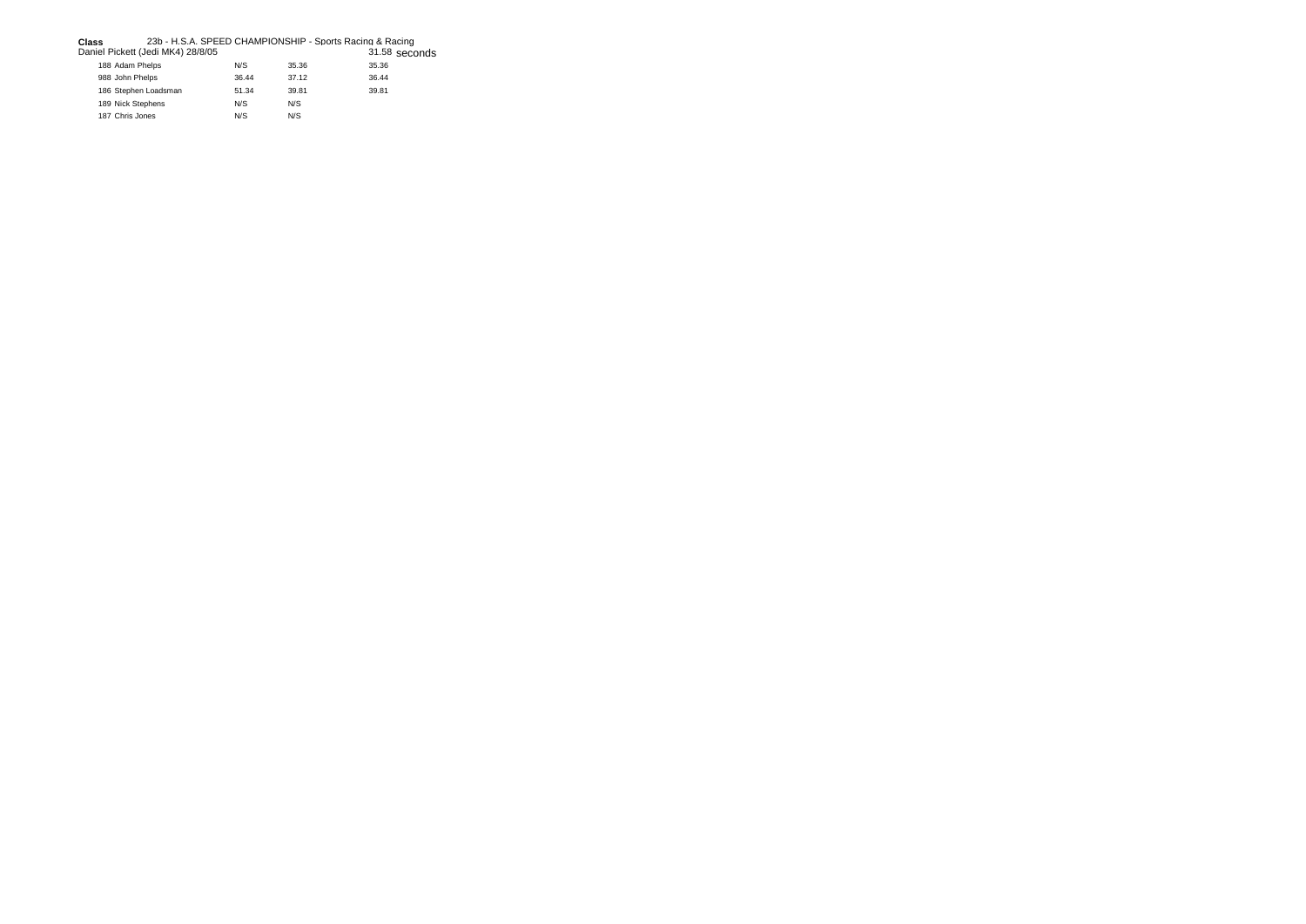**Class** 23b - H.S.A. SPEED CHAMPIONSHIP - Sports Racing & Racing

Daniel Pickett (Jedi MK4) 28/8/05 31.58 seconds

| | | | |
|---|---|---|---|
| 188 Adam Phelps | N/S | 35.36 | 35.36 |
| 988 John Phelps | 36.44 | 37.12 | 36.44 |
| 186 Stephen Loadsman | 51.34 | 39.81 | 39.81 |
| 189 Nick Stephens | N/S | N/S | |
| 187 Chris Jones | N/S | N/S | |